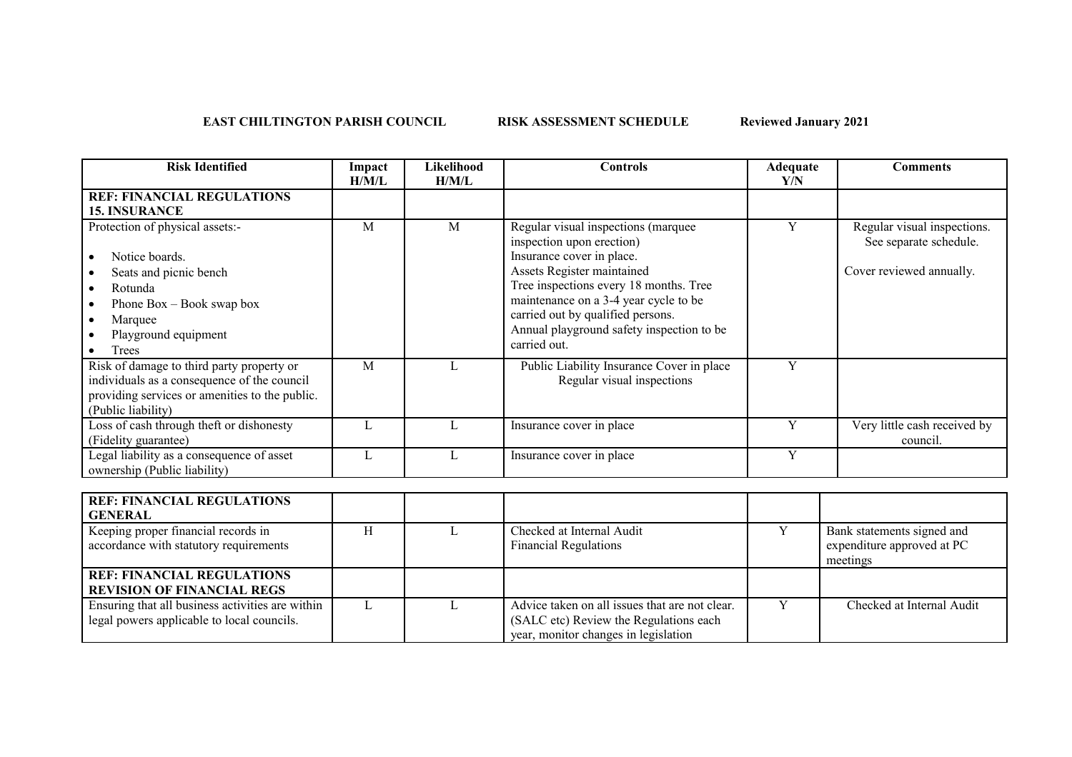**EAST CHILTINGTON PARISH COUNCIL RISK ASSESSMENT SCHEDULE Reviewed January 2021**

| Risk Identified | Impact H/M/L | Likelihood H/M/L | Controls | Adequate Y/N | Comments |
|---|---|---|---|---|---|
| **REF: FINANCIAL REGULATIONS 15. INSURANCE** | | | | | |
| Protection of physical assets:-<br>• Notice boards.<br>• Seats and picnic bench<br>• Rotunda<br>• Phone Box – Book swap box<br>• Marquee<br>• Playground equipment<br>• Trees | M | M | Regular visual inspections (marquee inspection upon erection)<br>Insurance cover in place.<br>Assets Register maintained<br>Tree inspections every 18 months. Tree maintenance on a 3-4 year cycle to be carried out by qualified persons.<br>Annual playground safety inspection to be carried out. | Y | Regular visual inspections. See separate schedule.<br>Cover reviewed annually. |
| Risk of damage to third party property or individuals as a consequence of the council providing services or amenities to the public. (Public liability) | M | L | Public Liability Insurance Cover in place<br>Regular visual inspections | Y | |
| Loss of cash through theft or dishonesty (Fidelity guarantee) | L | L | Insurance cover in place | Y | Very little cash received by council. |
| Legal liability as a consequence of asset ownership (Public liability) | L | L | Insurance cover in place | Y | |

| | | | | | |
|---|---|---|---|---|---|
| **REF: FINANCIAL REGULATIONS GENERAL** | | | | | |
| Keeping proper financial records in accordance with statutory requirements | H | L | Checked at Internal Audit<br>Financial Regulations | Y | Bank statements signed and expenditure approved at PC meetings |
| **REF: FINANCIAL REGULATIONS REVISION OF FINANCIAL REGS** | | | | | |
| Ensuring that all business activities are within legal powers applicable to local councils. | L | L | Advice taken on all issues that are not clear. (SALC etc) Review the Regulations each year, monitor changes in legislation | Y | Checked at Internal Audit |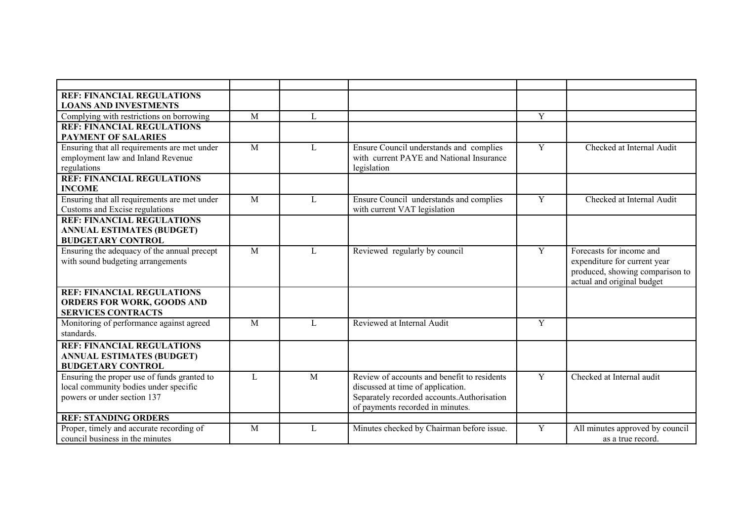| | | | | | |
|---|---|---|---|---|---|
| **REF: FINANCIAL REGULATIONS LOANS AND INVESTMENTS** | | | | | |
| Complying with restrictions on borrowing | M | L | | Y | |
| **REF: FINANCIAL REGULATIONS PAYMENT OF SALARIES** | | | | | |
| Ensuring that all requirements are met under employment law and Inland Revenue regulations | M | L | Ensure Council understands and complies with current PAYE and National Insurance legislation | Y | Checked at Internal Audit |
| **REF: FINANCIAL REGULATIONS INCOME** | | | | | |
| Ensuring that all requirements are met under Customs and Excise regulations | M | L | Ensure Council understands and complies with current VAT legislation | Y | Checked at Internal Audit |
| **REF: FINANCIAL REGULATIONS ANNUAL ESTIMATES (BUDGET) BUDGETARY CONTROL** | | | | | |
| Ensuring the adequacy of the annual precept with sound budgeting arrangements | M | L | Reviewed regularly by council | Y | Forecasts for income and expenditure for current year produced, showing comparison to actual and original budget |
| **REF: FINANCIAL REGULATIONS ORDERS FOR WORK, GOODS AND SERVICES CONTRACTS** | | | | | |
| Monitoring of performance against agreed standards. | M | L | Reviewed at Internal Audit | Y | |
| **REF: FINANCIAL REGULATIONS ANNUAL ESTIMATES (BUDGET) BUDGETARY CONTROL** | | | | | |
| Ensuring the proper use of funds granted to local community bodies under specific powers or under section 137 | L | M | Review of accounts and benefit to residents discussed at time of application. Separately recorded accounts.Authorisation of payments recorded in minutes. | Y | Checked at Internal audit |
| **REF: STANDING ORDERS** | | | | | |
| Proper, timely and accurate recording of council business in the minutes | M | L | Minutes checked by Chairman before issue. | Y | All minutes approved by council as a true record. |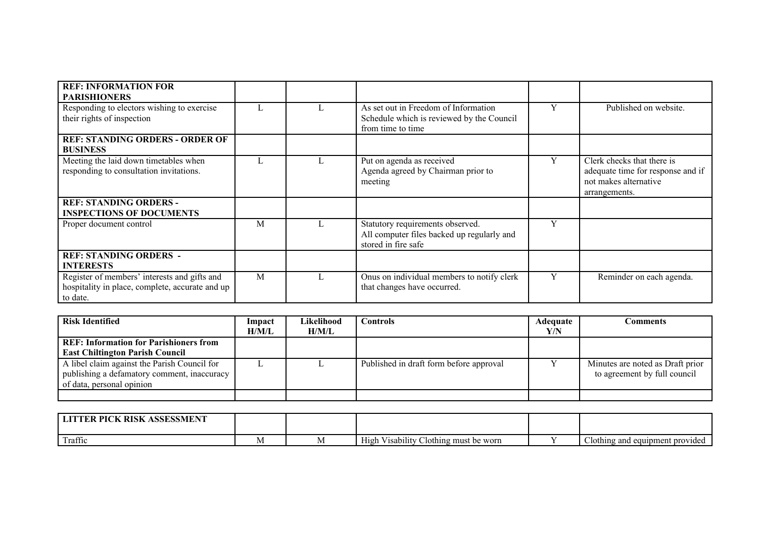| | | | | | |
|---|---|---|---|---|---|
| **REF: INFORMATION FOR PARISHIONERS** | | | | | |
| Responding to electors wishing to exercise their rights of inspection | L | L | As set out in Freedom of Information Schedule which is reviewed by the Council from time to time | Y | Published on website. |
| **REF: STANDING ORDERS - ORDER OF BUSINESS** | | | | | |
| Meeting the laid down timetables when responding to consultation invitations. | L | L | Put on agenda as received<br>Agenda agreed by Chairman prior to meeting | Y | Clerk checks that there is adequate time for response and if not makes alternative arrangements. |
| **REF: STANDING ORDERS - INSPECTIONS OF DOCUMENTS** | | | | | |
| Proper document control | M | L | Statutory requirements observed.<br>All computer files backed up regularly and stored in fire safe | Y | |
| **REF: STANDING ORDERS - INTERESTS** | | | | | |
| Register of members' interests and gifts and hospitality in place, complete, accurate and up to date. | M | L | Onus on individual members to notify clerk that changes have occurred. | Y | Reminder on each agenda. |

| **Risk Identified** | **Impact H/M/L** | **Likelihood H/M/L** | **Controls** | **Adequate Y/N** | **Comments** |
|---|---|---|---|---|---|
| **REF: Information for Parishioners from East Chiltington Parish Council** | | | | | |
| A libel claim against the Parish Council for publishing a defamatory comment, inaccuracy of data, personal opinion | L | L | Published in draft form before approval | Y | Minutes are noted as Draft prior to agreement by full council |
| | | | | | |

| | | | | | |
|---|---|---|---|---|---|
| **LITTER PICK RISK ASSESSMENT** | | | | | |
| Traffic | M | M | High Visability Clothing must be worn | Y | Clothing and equipment provided |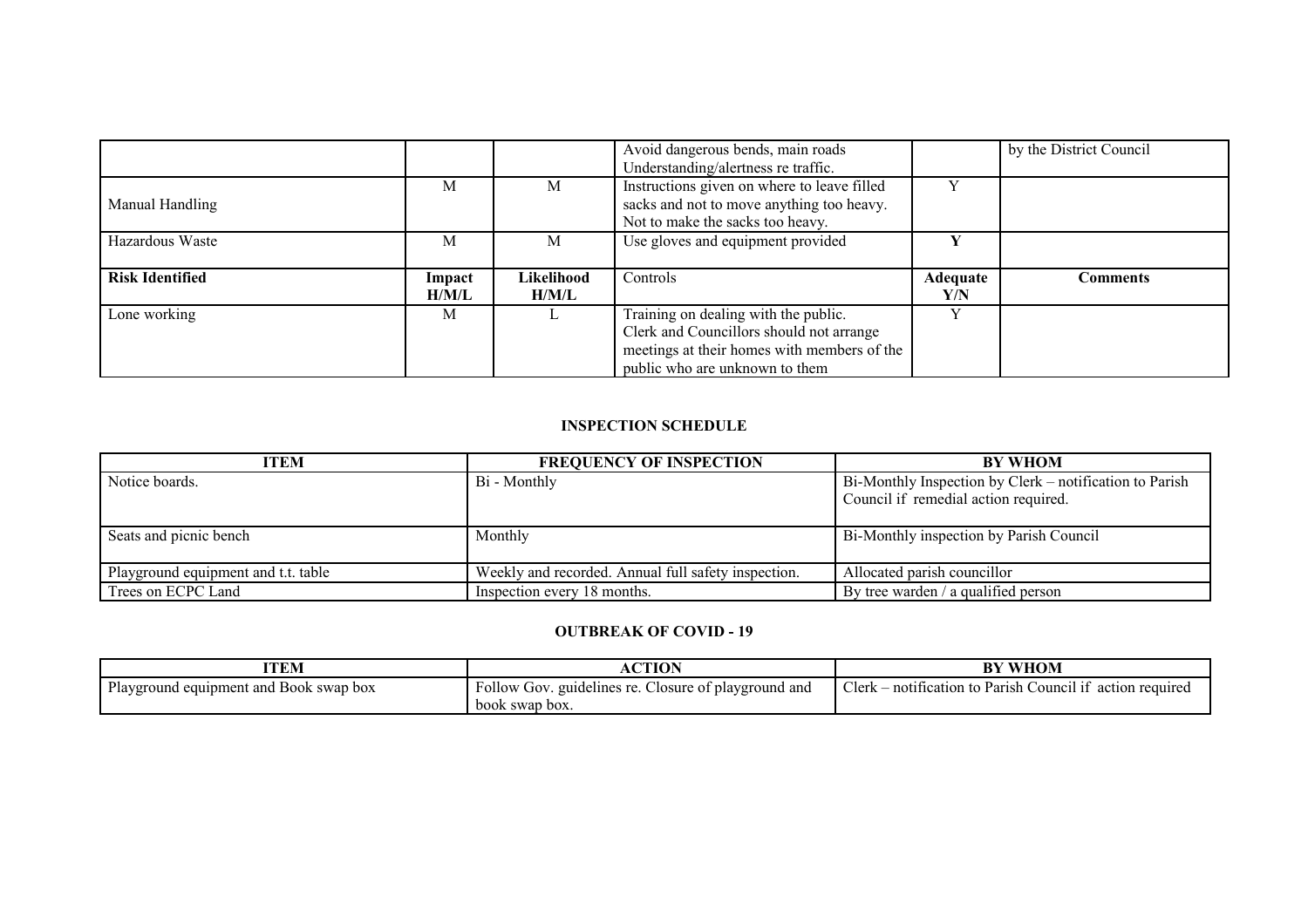| | | | | | |
|---|---|---|---|---|---|
| | | | Avoid dangerous bends, main roads Understanding/alertness re traffic. | | by the District Council |
| Manual Handling | M | M | Instructions given on where to leave filled sacks and not to move anything too heavy. Not to make the sacks too heavy. | Y | |
| Hazardous Waste | M | M | Use gloves and equipment provided | **Y** | |
| **Risk Identified** | **Impact H/M/L** | **Likelihood H/M/L** | Controls | **Adequate Y/N** | **Comments** |
| Lone working | M | L | Training on dealing with the public. Clerk and Councillors should not arrange meetings at their homes with members of the public who are unknown to them | Y | |

## INSPECTION SCHEDULE

| ITEM | FREQUENCY OF INSPECTION | BY WHOM |
|---|---|---|
| Notice boards. | Bi - Monthly | Bi-Monthly Inspection by Clerk – notification to Parish Council if remedial action required. |
| Seats and picnic bench | Monthly | Bi-Monthly inspection by Parish Council |
| Playground equipment and t.t. table | Weekly and recorded. Annual full safety inspection. | Allocated parish councillor |
| Trees on ECPC Land | Inspection every 18 months. | By tree warden / a qualified person |

## OUTBREAK OF COVID - 19

| ITEM | ACTION | BY WHOM |
|---|---|---|
| Playground equipment and Book swap box | Follow Gov. guidelines re. Closure of playground and book swap box. | Clerk – notification to Parish Council if action required |